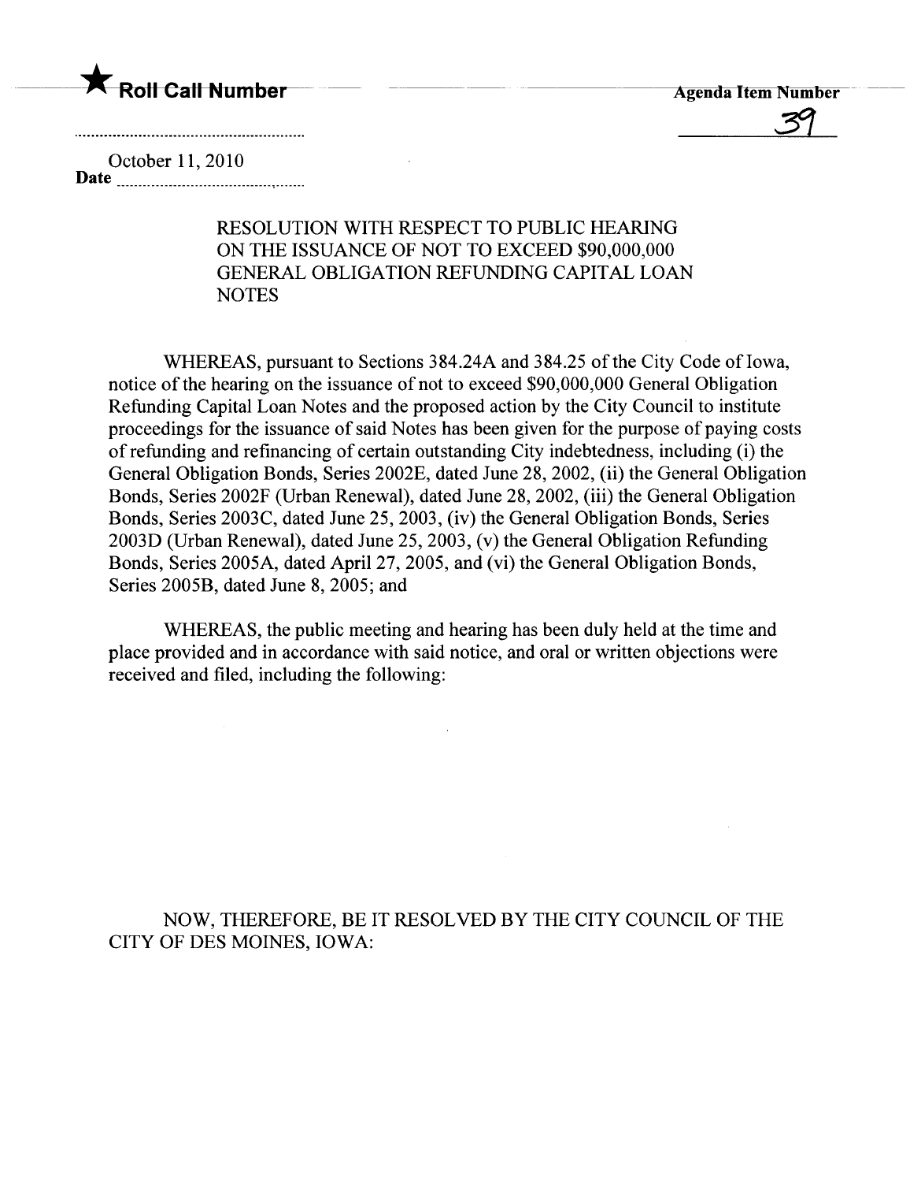★ **Roll Call Number**

**Agenda Item Number**

39

October 11, 2010
**Date**

RESOLUTION WITH RESPECT TO PUBLIC HEARING ON THE ISSUANCE OF NOT TO EXCEED $90,000,000 GENERAL OBLIGATION REFUNDING CAPITAL LOAN NOTES

WHEREAS, pursuant to Sections 384.24A and 384.25 of the City Code of Iowa, notice of the hearing on the issuance of not to exceed $90,000,000 General Obligation Refunding Capital Loan Notes and the proposed action by the City Council to institute proceedings for the issuance of said Notes has been given for the purpose of paying costs of refunding and refinancing of certain outstanding City indebtedness, including (i) the General Obligation Bonds, Series 2002E, dated June 28, 2002, (ii) the General Obligation Bonds, Series 2002F (Urban Renewal), dated June 28, 2002, (iii) the General Obligation Bonds, Series 2003C, dated June 25, 2003, (iv) the General Obligation Bonds, Series 2003D (Urban Renewal), dated June 25, 2003, (v) the General Obligation Refunding Bonds, Series 2005A, dated April 27, 2005, and (vi) the General Obligation Bonds, Series 2005B, dated June 8, 2005; and

WHEREAS, the public meeting and hearing has been duly held at the time and place provided and in accordance with said notice, and oral or written objections were received and filed, including the following:

NOW, THEREFORE, BE IT RESOLVED BY THE CITY COUNCIL OF THE CITY OF DES MOINES, IOWA: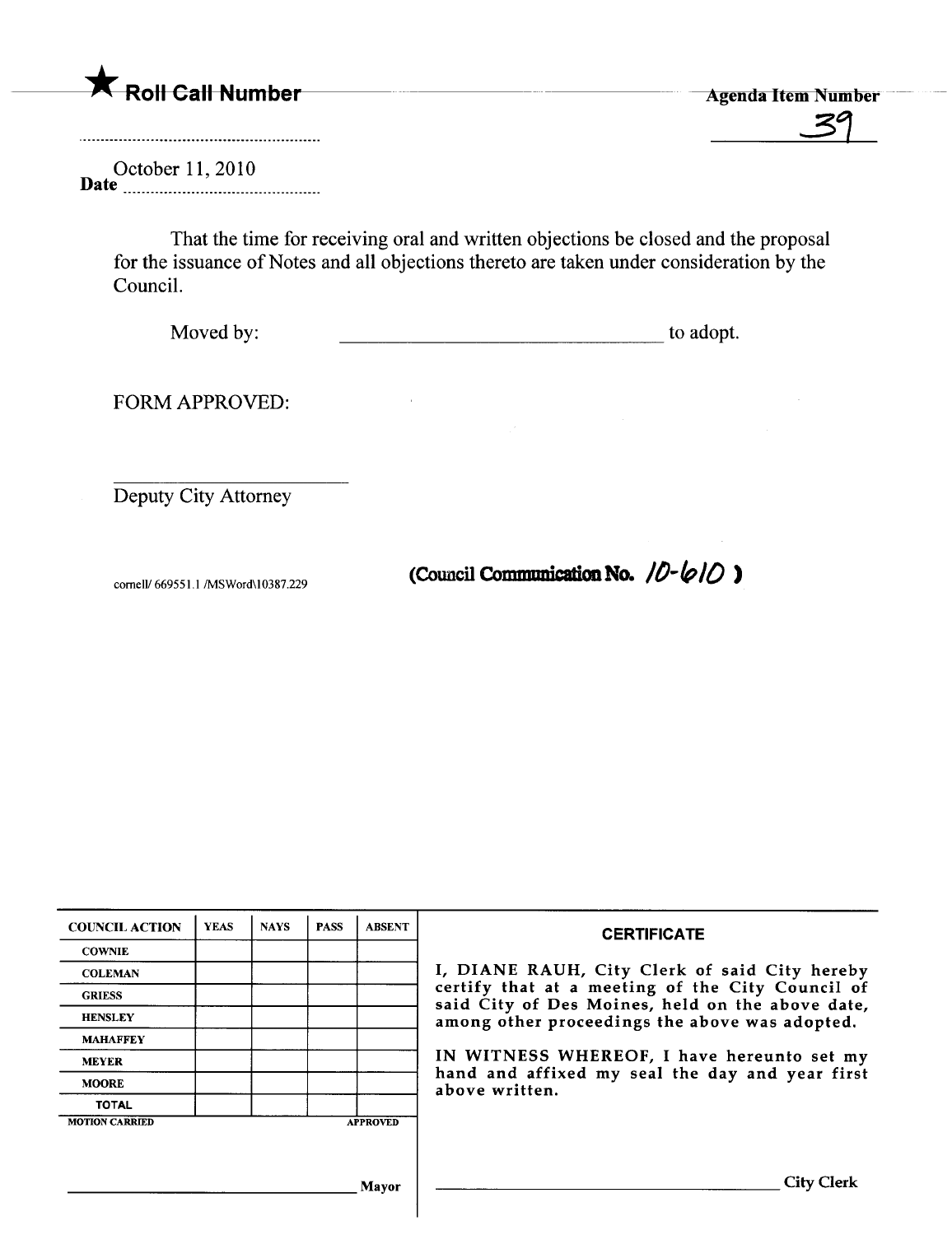★ Roll Call Number

Agenda Item Number

39

Date October 11, 2010

That the time for receiving oral and written objections be closed and the proposal for the issuance of Notes and all objections thereto are taken under consideration by the Council.

Moved by: ________________________________ to adopt.

FORM APPROVED:

________________________

Deputy City Attorney

cornell/ 669551.1 /MSWord\10387.229

(Council Communication No. 10-610)

| COUNCIL ACTION | YEAS | NAYS | PASS | ABSENT |
|---|---|---|---|---|
| COWNIE | | | | |
| COLEMAN | | | | |
| GRIESS | | | | |
| HENSLEY | | | | |
| MAHAFFEY | | | | |
| MEYER | | | | |
| MOORE | | | | |
| TOTAL | | | | |
| MOTION CARRIED | | | | APPROVED |

________________________________ Mayor

**CERTIFICATE**

I, DIANE RAUH, City Clerk of said City hereby certify that at a meeting of the City Council of said City of Des Moines, held on the above date, among other proceedings the above was adopted.

IN WITNESS WHEREOF, I have hereunto set my hand and affixed my seal the day and year first above written.

________________________________ City Clerk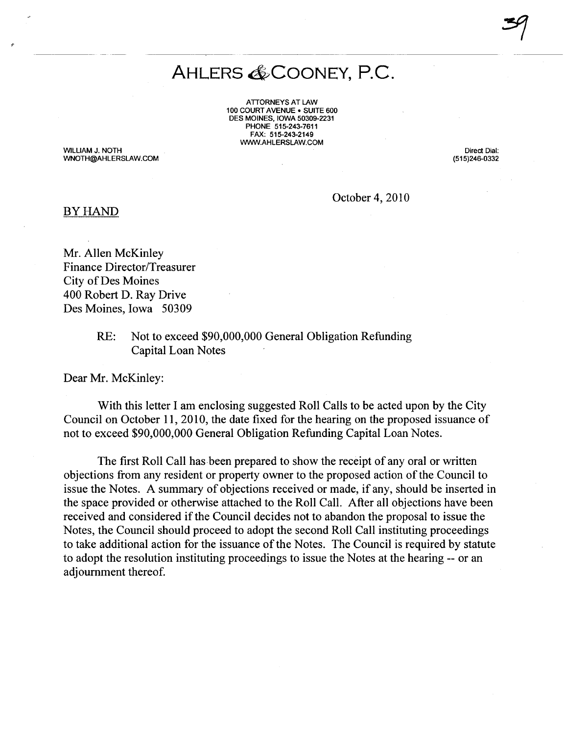# AHLERS & COONEY, P.C.

ATTORNEYS AT LAW
100 COURT AVENUE • SUITE 600
DES MOINES, IOWA 50309-2231
PHONE 515-243-7611
FAX: 515-243-2149
WWW.AHLERSLAW.COM

WILLIAM J. NOTH
WNOTH@AHLERSLAW.COM

Direct Dial:
(515)246-0332

October 4, 2010

BY HAND

Mr. Allen McKinley
Finance Director/Treasurer
City of Des Moines
400 Robert D. Ray Drive
Des Moines, Iowa 50309

RE: Not to exceed $90,000,000 General Obligation Refunding Capital Loan Notes

Dear Mr. McKinley:

With this letter I am enclosing suggested Roll Calls to be acted upon by the City Council on October 11, 2010, the date fixed for the hearing on the proposed issuance of not to exceed $90,000,000 General Obligation Refunding Capital Loan Notes.

The first Roll Call has been prepared to show the receipt of any oral or written objections from any resident or property owner to the proposed action of the Council to issue the Notes. A summary of objections received or made, if any, should be inserted in the space provided or otherwise attached to the Roll Call. After all objections have been received and considered if the Council decides not to abandon the proposal to issue the Notes, the Council should proceed to adopt the second Roll Call instituting proceedings to take additional action for the issuance of the Notes. The Council is required by statute to adopt the resolution instituting proceedings to issue the Notes at the hearing -- or an adjournment thereof.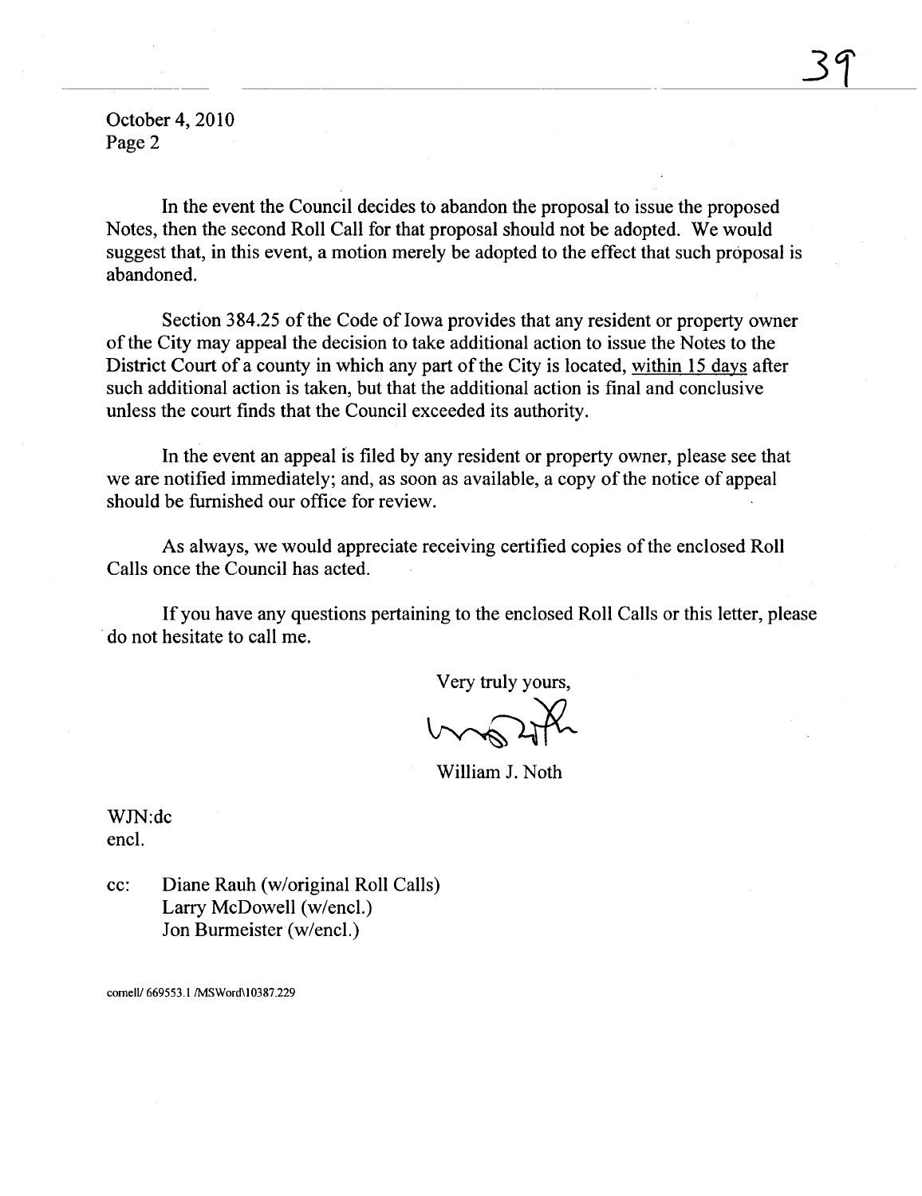In the event the Council decides to abandon the proposal to issue the proposed Notes, then the second Roll Call for that proposal should not be adopted. We would suggest that, in this event, a motion merely be adopted to the effect that such proposal is abandoned.

Section 384.25 of the Code of Iowa provides that any resident or property owner of the City may appeal the decision to take additional action to issue the Notes to the District Court of a county in which any part of the City is located, <u>within 15 days</u> after such additional action is taken, but that the additional action is final and conclusive unless the court finds that the Council exceeded its authority.

In the event an appeal is filed by any resident or property owner, please see that we are notified immediately; and, as soon as available, a copy of the notice of appeal should be furnished our office for review.

As always, we would appreciate receiving certified copies of the enclosed Roll Calls once the Council has acted.

If you have any questions pertaining to the enclosed Roll Calls or this letter, please do not hesitate to call me.

Very truly yours,

William J. Noth

WJN:dc
encl.

cc: Diane Rauh (w/original Roll Calls)
Larry McDowell (w/encl.)
Jon Burmeister (w/encl.)

cornell/ 669553.1 /MSWord\10387.229